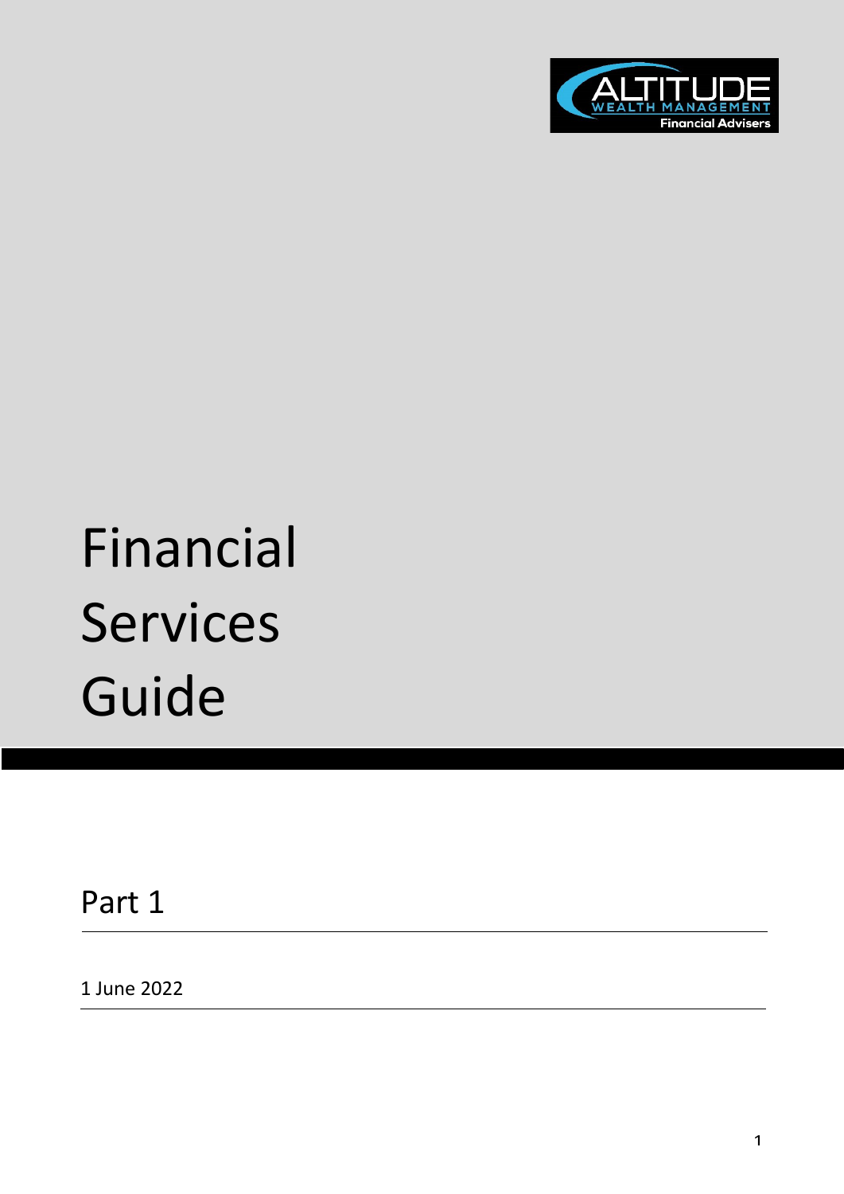ALTITUDE WEALTH MANAGEMENT Financial Advisers

# Financial Services Guide

## Part 1

1 June 2022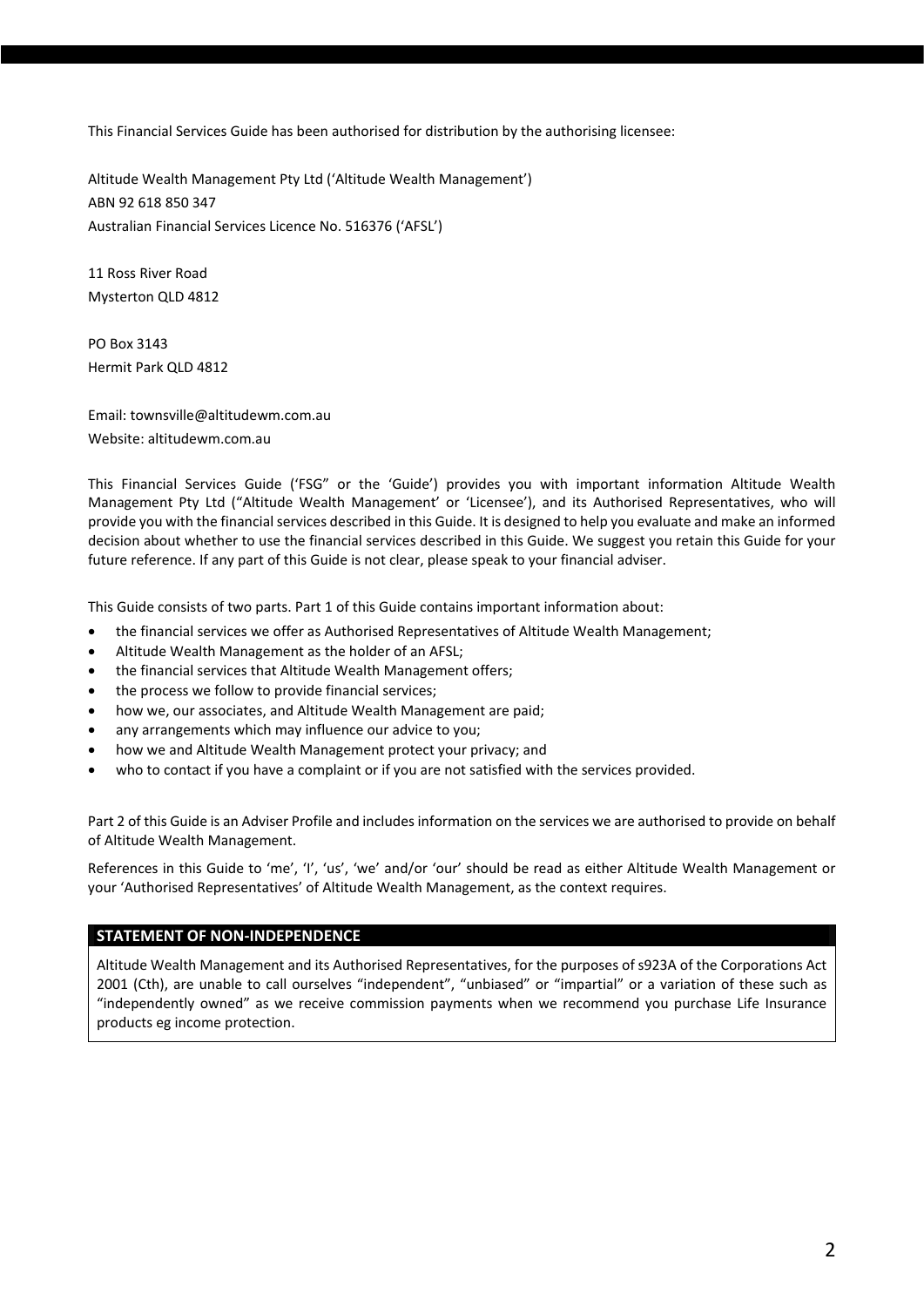This Financial Services Guide has been authorised for distribution by the authorising licensee:

Altitude Wealth Management Pty Ltd ('Altitude Wealth Management')
ABN 92 618 850 347
Australian Financial Services Licence No. 516376 ('AFSL')

11 Ross River Road
Mysterton QLD 4812

PO Box 3143
Hermit Park QLD 4812

Email: townsville@altitudewm.com.au
Website: altitudewm.com.au

This Financial Services Guide ('FSG" or the 'Guide') provides you with important information Altitude Wealth Management Pty Ltd ("Altitude Wealth Management' or 'Licensee'), and its Authorised Representatives, who will provide you with the financial services described in this Guide. It is designed to help you evaluate and make an informed decision about whether to use the financial services described in this Guide. We suggest you retain this Guide for your future reference. If any part of this Guide is not clear, please speak to your financial adviser.

This Guide consists of two parts. Part 1 of this Guide contains important information about:

- the financial services we offer as Authorised Representatives of Altitude Wealth Management;
- Altitude Wealth Management as the holder of an AFSL;
- the financial services that Altitude Wealth Management offers;
- the process we follow to provide financial services;
- how we, our associates, and Altitude Wealth Management are paid;
- any arrangements which may influence our advice to you;
- how we and Altitude Wealth Management protect your privacy; and
- who to contact if you have a complaint or if you are not satisfied with the services provided.

Part 2 of this Guide is an Adviser Profile and includes information on the services we are authorised to provide on behalf of Altitude Wealth Management.

References in this Guide to 'me', 'I', 'us', 'we' and/or 'our' should be read as either Altitude Wealth Management or your 'Authorised Representatives' of Altitude Wealth Management, as the context requires.

## STATEMENT OF NON-INDEPENDENCE

Altitude Wealth Management and its Authorised Representatives, for the purposes of s923A of the Corporations Act 2001 (Cth), are unable to call ourselves "independent", "unbiased" or "impartial" or a variation of these such as "independently owned" as we receive commission payments when we recommend you purchase Life Insurance products eg income protection.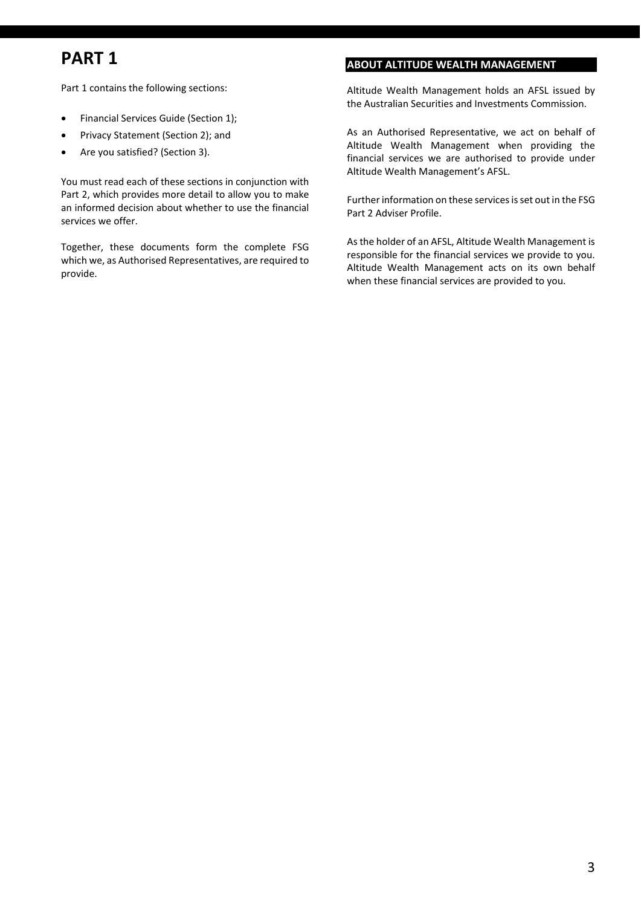# PART 1

Part 1 contains the following sections:

- Financial Services Guide (Section 1);
- Privacy Statement (Section 2); and
- Are you satisfied? (Section 3).

You must read each of these sections in conjunction with Part 2, which provides more detail to allow you to make an informed decision about whether to use the financial services we offer.

Together, these documents form the complete FSG which we, as Authorised Representatives, are required to provide.

## ABOUT ALTITUDE WEALTH MANAGEMENT

Altitude Wealth Management holds an AFSL issued by the Australian Securities and Investments Commission.

As an Authorised Representative, we act on behalf of Altitude Wealth Management when providing the financial services we are authorised to provide under Altitude Wealth Management's AFSL.

Further information on these services is set out in the FSG Part 2 Adviser Profile.

As the holder of an AFSL, Altitude Wealth Management is responsible for the financial services we provide to you. Altitude Wealth Management acts on its own behalf when these financial services are provided to you.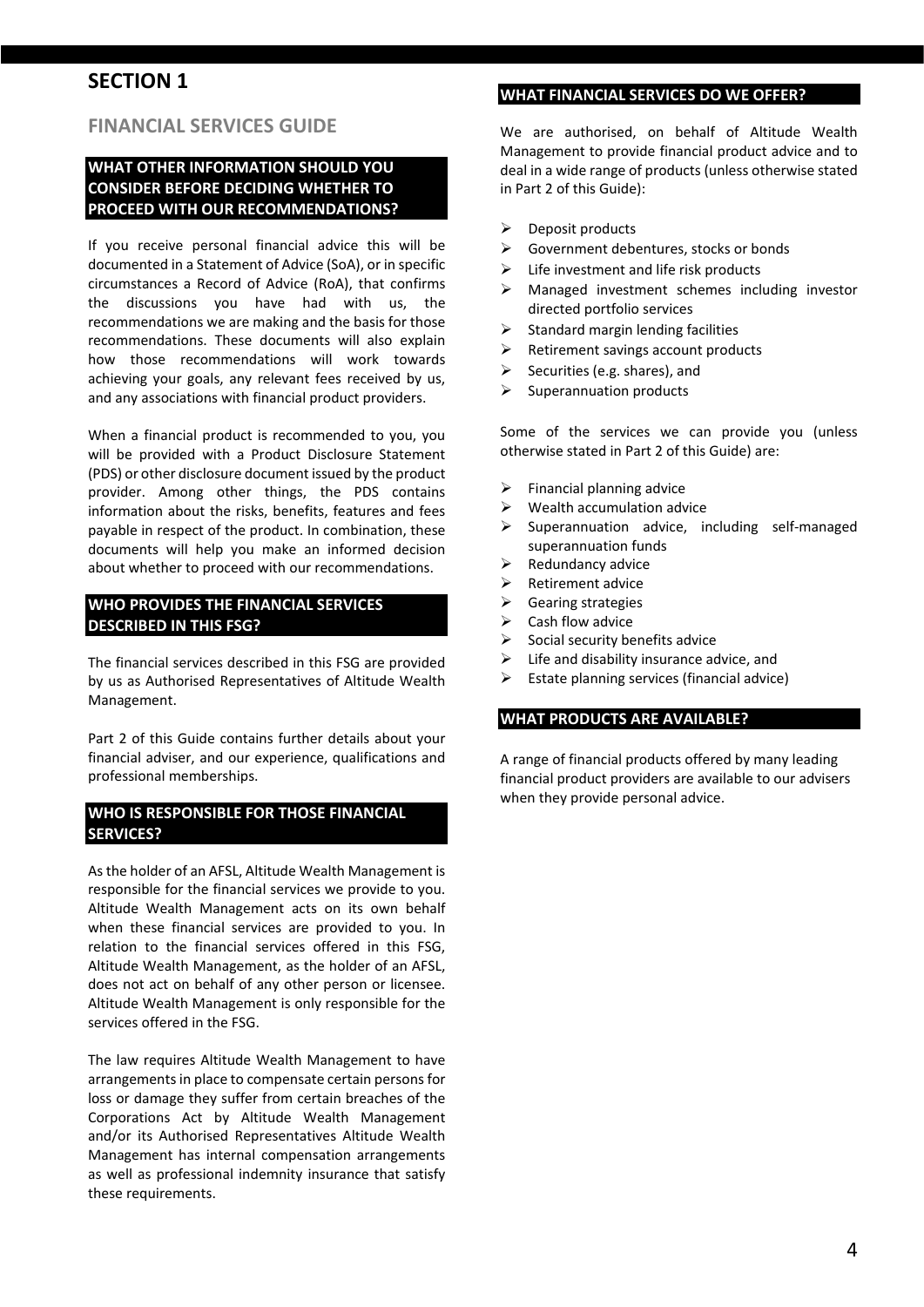# SECTION 1

## FINANCIAL SERVICES GUIDE

### WHAT OTHER INFORMATION SHOULD YOU CONSIDER BEFORE DECIDING WHETHER TO PROCEED WITH OUR RECOMMENDATIONS?

If you receive personal financial advice this will be documented in a Statement of Advice (SoA), or in specific circumstances a Record of Advice (RoA), that confirms the discussions you have had with us, the recommendations we are making and the basis for those recommendations. These documents will also explain how those recommendations will work towards achieving your goals, any relevant fees received by us, and any associations with financial product providers.

When a financial product is recommended to you, you will be provided with a Product Disclosure Statement (PDS) or other disclosure document issued by the product provider. Among other things, the PDS contains information about the risks, benefits, features and fees payable in respect of the product. In combination, these documents will help you make an informed decision about whether to proceed with our recommendations.

### WHO PROVIDES THE FINANCIAL SERVICES DESCRIBED IN THIS FSG?

The financial services described in this FSG are provided by us as Authorised Representatives of Altitude Wealth Management.

Part 2 of this Guide contains further details about your financial adviser, and our experience, qualifications and professional memberships.

### WHO IS RESPONSIBLE FOR THOSE FINANCIAL SERVICES?

As the holder of an AFSL, Altitude Wealth Management is responsible for the financial services we provide to you. Altitude Wealth Management acts on its own behalf when these financial services are provided to you. In relation to the financial services offered in this FSG, Altitude Wealth Management, as the holder of an AFSL, does not act on behalf of any other person or licensee. Altitude Wealth Management is only responsible for the services offered in the FSG.

The law requires Altitude Wealth Management to have arrangements in place to compensate certain persons for loss or damage they suffer from certain breaches of the Corporations Act by Altitude Wealth Management and/or its Authorised Representatives Altitude Wealth Management has internal compensation arrangements as well as professional indemnity insurance that satisfy these requirements.

### WHAT FINANCIAL SERVICES DO WE OFFER?

We are authorised, on behalf of Altitude Wealth Management to provide financial product advice and to deal in a wide range of products (unless otherwise stated in Part 2 of this Guide):

- Deposit products
- Government debentures, stocks or bonds
- Life investment and life risk products
- Managed investment schemes including investor directed portfolio services
- Standard margin lending facilities
- Retirement savings account products
- Securities (e.g. shares), and
- Superannuation products

Some of the services we can provide you (unless otherwise stated in Part 2 of this Guide) are:

- Financial planning advice
- Wealth accumulation advice
- Superannuation advice, including self-managed superannuation funds
- Redundancy advice
- Retirement advice
- Gearing strategies
- Cash flow advice
- Social security benefits advice
- Life and disability insurance advice, and
- Estate planning services (financial advice)

### WHAT PRODUCTS ARE AVAILABLE?

A range of financial products offered by many leading financial product providers are available to our advisers when they provide personal advice.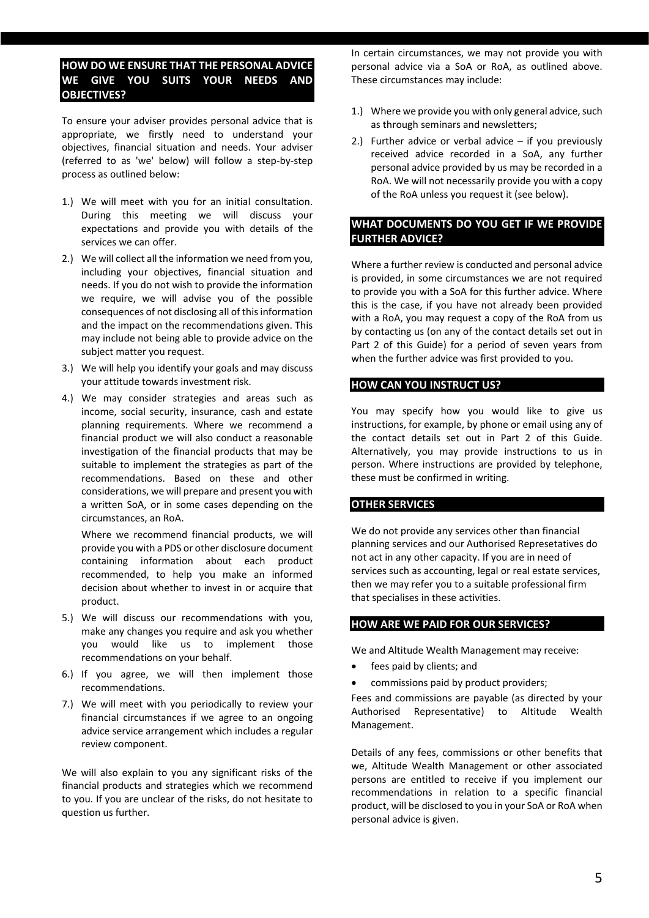## HOW DO WE ENSURE THAT THE PERSONAL ADVICE WE GIVE YOU SUITS YOUR NEEDS AND OBJECTIVES?

To ensure your adviser provides personal advice that is appropriate, we firstly need to understand your objectives, financial situation and needs. Your adviser (referred to as 'we' below) will follow a step-by-step process as outlined below:

1.) We will meet with you for an initial consultation. During this meeting we will discuss your expectations and provide you with details of the services we can offer.
2.) We will collect all the information we need from you, including your objectives, financial situation and needs. If you do not wish to provide the information we require, we will advise you of the possible consequences of not disclosing all of this information and the impact on the recommendations given. This may include not being able to provide advice on the subject matter you request.
3.) We will help you identify your goals and may discuss your attitude towards investment risk.
4.) We may consider strategies and areas such as income, social security, insurance, cash and estate planning requirements. Where we recommend a financial product we will also conduct a reasonable investigation of the financial products that may be suitable to implement the strategies as part of the recommendations. Based on these and other considerations, we will prepare and present you with a written SoA, or in some cases depending on the circumstances, an RoA.

   Where we recommend financial products, we will provide you with a PDS or other disclosure document containing information about each product recommended, to help you make an informed decision about whether to invest in or acquire that product.
5.) We will discuss our recommendations with you, make any changes you require and ask you whether you would like us to implement those recommendations on your behalf.
6.) If you agree, we will then implement those recommendations.
7.) We will meet with you periodically to review your financial circumstances if we agree to an ongoing advice service arrangement which includes a regular review component.

We will also explain to you any significant risks of the financial products and strategies which we recommend to you. If you are unclear of the risks, do not hesitate to question us further.

In certain circumstances, we may not provide you with personal advice via a SoA or RoA, as outlined above. These circumstances may include:

1.) Where we provide you with only general advice, such as through seminars and newsletters;
2.) Further advice or verbal advice – if you previously received advice recorded in a SoA, any further personal advice provided by us may be recorded in a RoA. We will not necessarily provide you with a copy of the RoA unless you request it (see below).

## WHAT DOCUMENTS DO YOU GET IF WE PROVIDE FURTHER ADVICE?

Where a further review is conducted and personal advice is provided, in some circumstances we are not required to provide you with a SoA for this further advice. Where this is the case, if you have not already been provided with a RoA, you may request a copy of the RoA from us by contacting us (on any of the contact details set out in Part 2 of this Guide) for a period of seven years from when the further advice was first provided to you.

## HOW CAN YOU INSTRUCT US?

You may specify how you would like to give us instructions, for example, by phone or email using any of the contact details set out in Part 2 of this Guide. Alternatively, you may provide instructions to us in person. Where instructions are provided by telephone, these must be confirmed in writing.

## OTHER SERVICES

We do not provide any services other than financial planning services and our Authorised Represetatives do not act in any other capacity. If you are in need of services such as accounting, legal or real estate services, then we may refer you to a suitable professional firm that specialises in these activities.

## HOW ARE WE PAID FOR OUR SERVICES?

We and Altitude Wealth Management may receive:

- fees paid by clients; and
- commissions paid by product providers;

Fees and commissions are payable (as directed by your Authorised Representative) to Altitude Wealth Management.

Details of any fees, commissions or other benefits that we, Altitude Wealth Management or other associated persons are entitled to receive if you implement our recommendations in relation to a specific financial product, will be disclosed to you in your SoA or RoA when personal advice is given.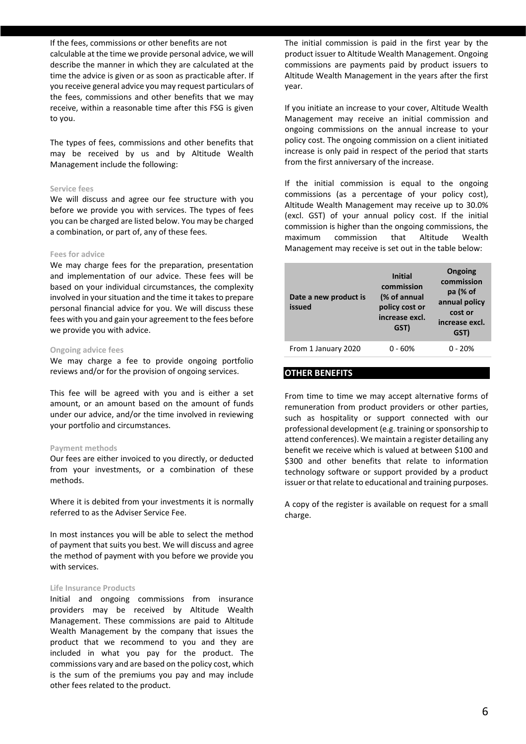If the fees, commissions or other benefits are not calculable at the time we provide personal advice, we will describe the manner in which they are calculated at the time the advice is given or as soon as practicable after. If you receive general advice you may request particulars of the fees, commissions and other benefits that we may receive, within a reasonable time after this FSG is given to you.

The types of fees, commissions and other benefits that may be received by us and by Altitude Wealth Management include the following:

#### Service fees

We will discuss and agree our fee structure with you before we provide you with services. The types of fees you can be charged are listed below. You may be charged a combination, or part of, any of these fees.

#### Fees for advice

We may charge fees for the preparation, presentation and implementation of our advice. These fees will be based on your individual circumstances, the complexity involved in your situation and the time it takes to prepare personal financial advice for you. We will discuss these fees with you and gain your agreement to the fees before we provide you with advice.

#### Ongoing advice fees

We may charge a fee to provide ongoing portfolio reviews and/or for the provision of ongoing services.

This fee will be agreed with you and is either a set amount, or an amount based on the amount of funds under our advice, and/or the time involved in reviewing your portfolio and circumstances.

#### Payment methods

Our fees are either invoiced to you directly, or deducted from your investments, or a combination of these methods.

Where it is debited from your investments it is normally referred to as the Adviser Service Fee.

In most instances you will be able to select the method of payment that suits you best. We will discuss and agree the method of payment with you before we provide you with services.

#### Life Insurance Products

Initial and ongoing commissions from insurance providers may be received by Altitude Wealth Management. These commissions are paid to Altitude Wealth Management by the company that issues the product that we recommend to you and they are included in what you pay for the product. The commissions vary and are based on the policy cost, which is the sum of the premiums you pay and may include other fees related to the product.

The initial commission is paid in the first year by the product issuer to Altitude Wealth Management. Ongoing commissions are payments paid by product issuers to Altitude Wealth Management in the years after the first year.

If you initiate an increase to your cover, Altitude Wealth Management may receive an initial commission and ongoing commissions on the annual increase to your policy cost. The ongoing commission on a client initiated increase is only paid in respect of the period that starts from the first anniversary of the increase.

If the initial commission is equal to the ongoing commissions (as a percentage of your policy cost), Altitude Wealth Management may receive up to 30.0% (excl. GST) of your annual policy cost. If the initial commission is higher than the ongoing commissions, the maximum commission that Altitude Wealth Management may receive is set out in the table below:

| Date a new product is issued | Initial commission (% of annual policy cost or increase excl. GST) | Ongoing commission pa (% of annual policy cost or increase excl. GST) |
|---|---|---|
| From 1 January 2020 | 0 - 60% | 0 - 20% |

## OTHER BENEFITS

From time to time we may accept alternative forms of remuneration from product providers or other parties, such as hospitality or support connected with our professional development (e.g. training or sponsorship to attend conferences). We maintain a register detailing any benefit we receive which is valued at between $100 and $300 and other benefits that relate to information technology software or support provided by a product issuer or that relate to educational and training purposes.

A copy of the register is available on request for a small charge.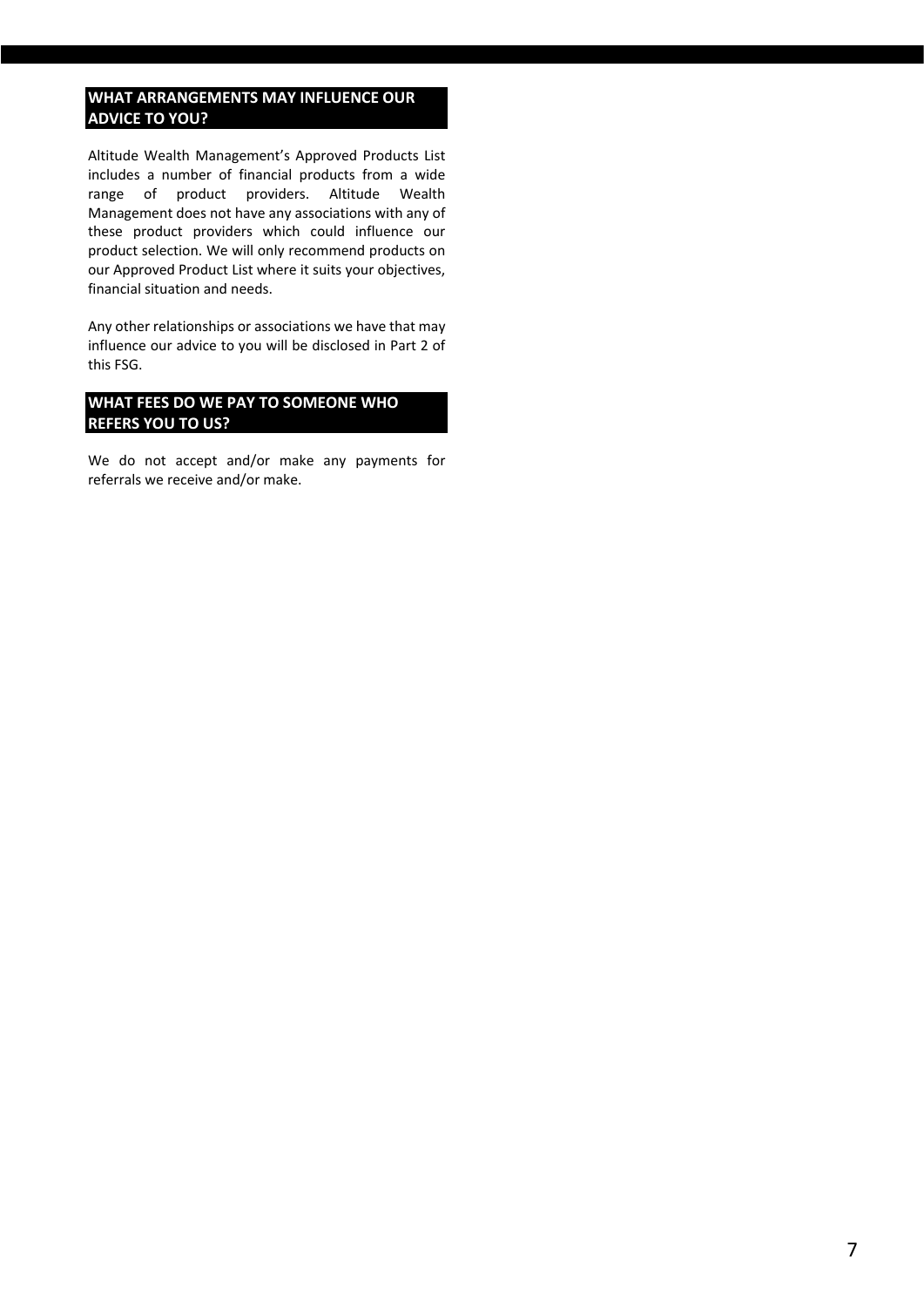## WHAT ARRANGEMENTS MAY INFLUENCE OUR ADVICE TO YOU?

Altitude Wealth Management's Approved Products List includes a number of financial products from a wide range of product providers. Altitude Wealth Management does not have any associations with any of these product providers which could influence our product selection. We will only recommend products on our Approved Product List where it suits your objectives, financial situation and needs.

Any other relationships or associations we have that may influence our advice to you will be disclosed in Part 2 of this FSG.

## WHAT FEES DO WE PAY TO SOMEONE WHO REFERS YOU TO US?

We do not accept and/or make any payments for referrals we receive and/or make.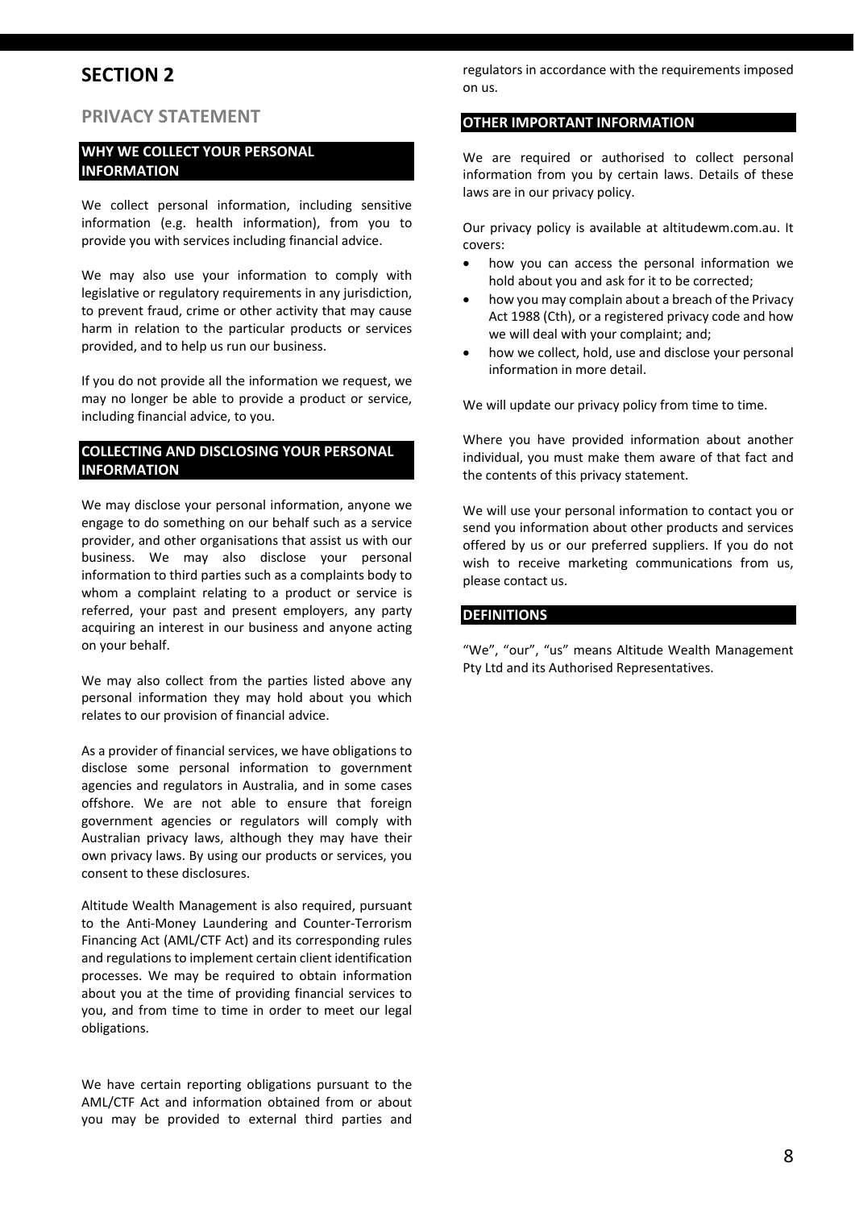# SECTION 2

## PRIVACY STATEMENT

### WHY WE COLLECT YOUR PERSONAL INFORMATION

We collect personal information, including sensitive information (e.g. health information), from you to provide you with services including financial advice.

We may also use your information to comply with legislative or regulatory requirements in any jurisdiction, to prevent fraud, crime or other activity that may cause harm in relation to the particular products or services provided, and to help us run our business.

If you do not provide all the information we request, we may no longer be able to provide a product or service, including financial advice, to you.

### COLLECTING AND DISCLOSING YOUR PERSONAL INFORMATION

We may disclose your personal information, anyone we engage to do something on our behalf such as a service provider, and other organisations that assist us with our business. We may also disclose your personal information to third parties such as a complaints body to whom a complaint relating to a product or service is referred, your past and present employers, any party acquiring an interest in our business and anyone acting on your behalf.

We may also collect from the parties listed above any personal information they may hold about you which relates to our provision of financial advice.

As a provider of financial services, we have obligations to disclose some personal information to government agencies and regulators in Australia, and in some cases offshore. We are not able to ensure that foreign government agencies or regulators will comply with Australian privacy laws, although they may have their own privacy laws. By using our products or services, you consent to these disclosures.

Altitude Wealth Management is also required, pursuant to the Anti-Money Laundering and Counter-Terrorism Financing Act (AML/CTF Act) and its corresponding rules and regulations to implement certain client identification processes. We may be required to obtain information about you at the time of providing financial services to you, and from time to time in order to meet our legal obligations.

We have certain reporting obligations pursuant to the AML/CTF Act and information obtained from or about you may be provided to external third parties and regulators in accordance with the requirements imposed on us.

### OTHER IMPORTANT INFORMATION

We are required or authorised to collect personal information from you by certain laws. Details of these laws are in our privacy policy.

Our privacy policy is available at altitudewm.com.au. It covers:

- how you can access the personal information we hold about you and ask for it to be corrected;
- how you may complain about a breach of the Privacy Act 1988 (Cth), or a registered privacy code and how we will deal with your complaint; and;
- how we collect, hold, use and disclose your personal information in more detail.

We will update our privacy policy from time to time.

Where you have provided information about another individual, you must make them aware of that fact and the contents of this privacy statement.

We will use your personal information to contact you or send you information about other products and services offered by us or our preferred suppliers. If you do not wish to receive marketing communications from us, please contact us.

### DEFINITIONS

"We", "our", "us" means Altitude Wealth Management Pty Ltd and its Authorised Representatives.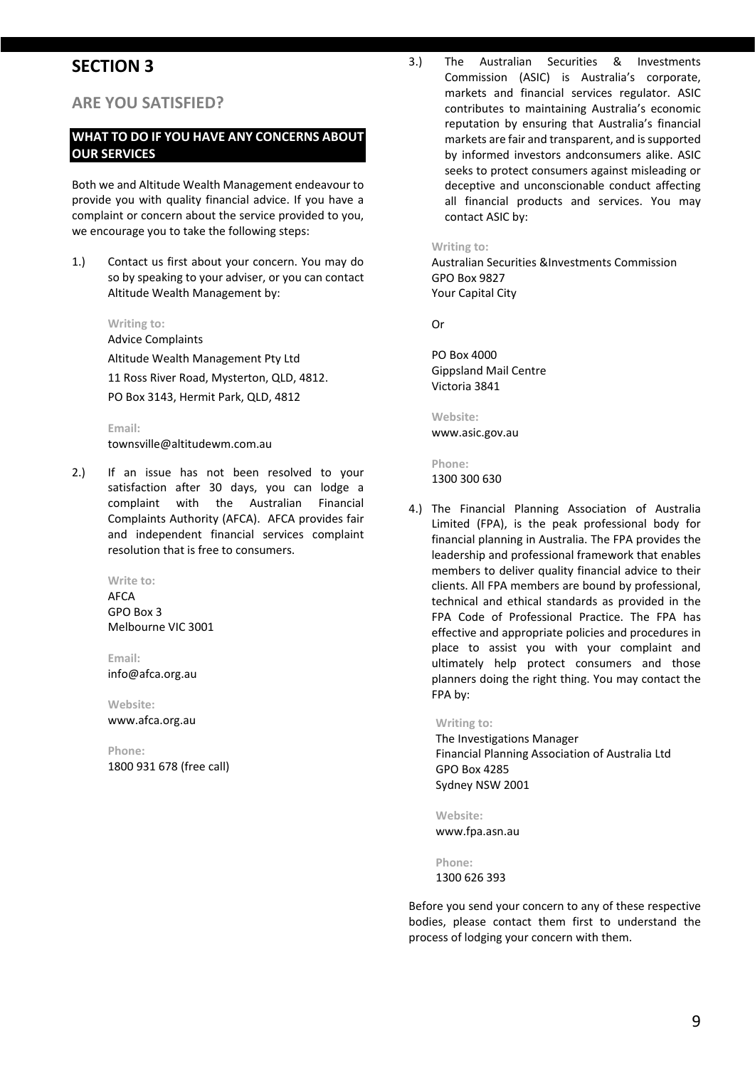# SECTION 3

## ARE YOU SATISFIED?

### WHAT TO DO IF YOU HAVE ANY CONCERNS ABOUT OUR SERVICES

Both we and Altitude Wealth Management endeavour to provide you with quality financial advice. If you have a complaint or concern about the service provided to you, we encourage you to take the following steps:

1.) Contact us first about your concern. You may do so by speaking to your adviser, or you can contact Altitude Wealth Management by:

    **Writing to:**
    Advice Complaints
    Altitude Wealth Management Pty Ltd
    11 Ross River Road, Mysterton, QLD, 4812.
    PO Box 3143, Hermit Park, QLD, 4812

    **Email:**
    townsville@altitudewm.com.au

2.) If an issue has not been resolved to your satisfaction after 30 days, you can lodge a complaint with the Australian Financial Complaints Authority (AFCA). AFCA provides fair and independent financial services complaint resolution that is free to consumers.

    **Write to:**
    AFCA
    GPO Box 3
    Melbourne VIC 3001

    **Email:**
    info@afca.org.au

    **Website:**
    www.afca.org.au

    **Phone:**
    1800 931 678 (free call)

3.) The Australian Securities & Investments Commission (ASIC) is Australia's corporate, markets and financial services regulator. ASIC contributes to maintaining Australia's economic reputation by ensuring that Australia's financial markets are fair and transparent, and is supported by informed investors andconsumers alike. ASIC seeks to protect consumers against misleading or deceptive and unconscionable conduct affecting all financial products and services. You may contact ASIC by:

    **Writing to:**
    Australian Securities &Investments Commission
    GPO Box 9827
    Your Capital City

    Or

    PO Box 4000
    Gippsland Mail Centre
    Victoria 3841

    **Website:**
    www.asic.gov.au

    **Phone:**
    1300 300 630

4.) The Financial Planning Association of Australia Limited (FPA), is the peak professional body for financial planning in Australia. The FPA provides the leadership and professional framework that enables members to deliver quality financial advice to their clients. All FPA members are bound by professional, technical and ethical standards as provided in the FPA Code of Professional Practice. The FPA has effective and appropriate policies and procedures in place to assist you with your complaint and ultimately help protect consumers and those planners doing the right thing. You may contact the FPA by:

    **Writing to:**
    The Investigations Manager
    Financial Planning Association of Australia Ltd
    GPO Box 4285
    Sydney NSW 2001

    **Website:**
    www.fpa.asn.au

    **Phone:**
    1300 626 393

Before you send your concern to any of these respective bodies, please contact them first to understand the process of lodging your concern with them.